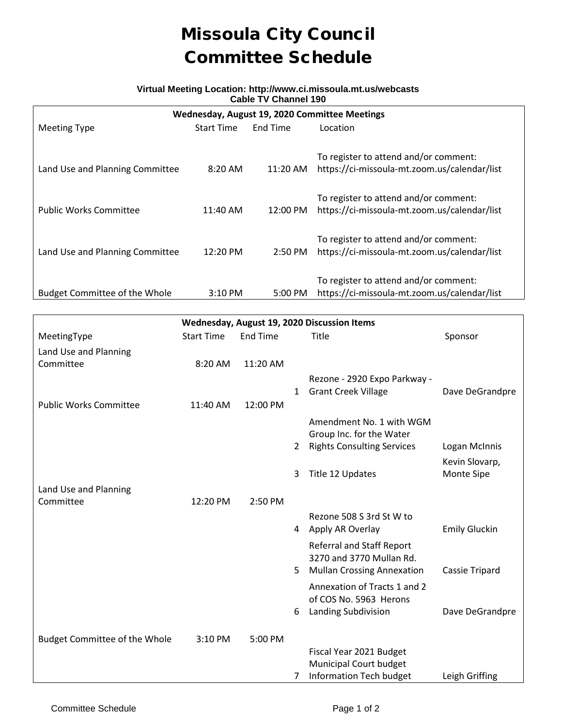# Missoula City Council
# Committee Schedule

**Virtual Meeting Location: http://www.ci.missoula.mt.us/webcasts**
**Cable TV Channel 190**

| Wednesday, August 19, 2020 Committee Meetings | | | |
|---|---|---|---|
| Meeting Type | Start Time | End Time | Location |
| Land Use and Planning Committee | 8:20 AM | 11:20 AM | To register to attend and/or comment: https://ci-missoula-mt.zoom.us/calendar/list |
| Public Works Committee | 11:40 AM | 12:00 PM | To register to attend and/or comment: https://ci-missoula-mt.zoom.us/calendar/list |
| Land Use and Planning Committee | 12:20 PM | 2:50 PM | To register to attend and/or comment: https://ci-missoula-mt.zoom.us/calendar/list |
| Budget Committee of the Whole | 3:10 PM | 5:00 PM | To register to attend and/or comment: https://ci-missoula-mt.zoom.us/calendar/list |

| Wednesday, August 19, 2020 Discussion Items | | | | | |
|---|---|---|---|---|---|
| MeetingType | Start Time | End Time | | Title | Sponsor |
| Land Use and Planning Committee | 8:20 AM | 11:20 AM | | | |
| | | | 1 | Rezone - 2920 Expo Parkway - Grant Creek Village | Dave DeGrandpre |
| Public Works Committee | 11:40 AM | 12:00 PM | | | |
| | | | 2 | Amendment No. 1 with WGM Group Inc. for the Water Rights Consulting Services | Logan McInnis |
| | | | 3 | Title 12 Updates | Kevin Slovarp, Monte Sipe |
| Land Use and Planning Committee | 12:20 PM | 2:50 PM | | | |
| | | | 4 | Rezone 508 S 3rd St W to Apply AR Overlay | Emily Gluckin |
| | | | 5 | Referral and Staff Report 3270 and 3770 Mullan Rd. Mullan Crossing Annexation | Cassie Tripard |
| | | | 6 | Annexation of Tracts 1 and 2 of COS No. 5963 Herons Landing Subdivision | Dave DeGrandpre |
| Budget Committee of the Whole | 3:10 PM | 5:00 PM | | | |
| | | | 7 | Fiscal Year 2021 Budget Municipal Court budget Information Tech budget | Leigh Griffing |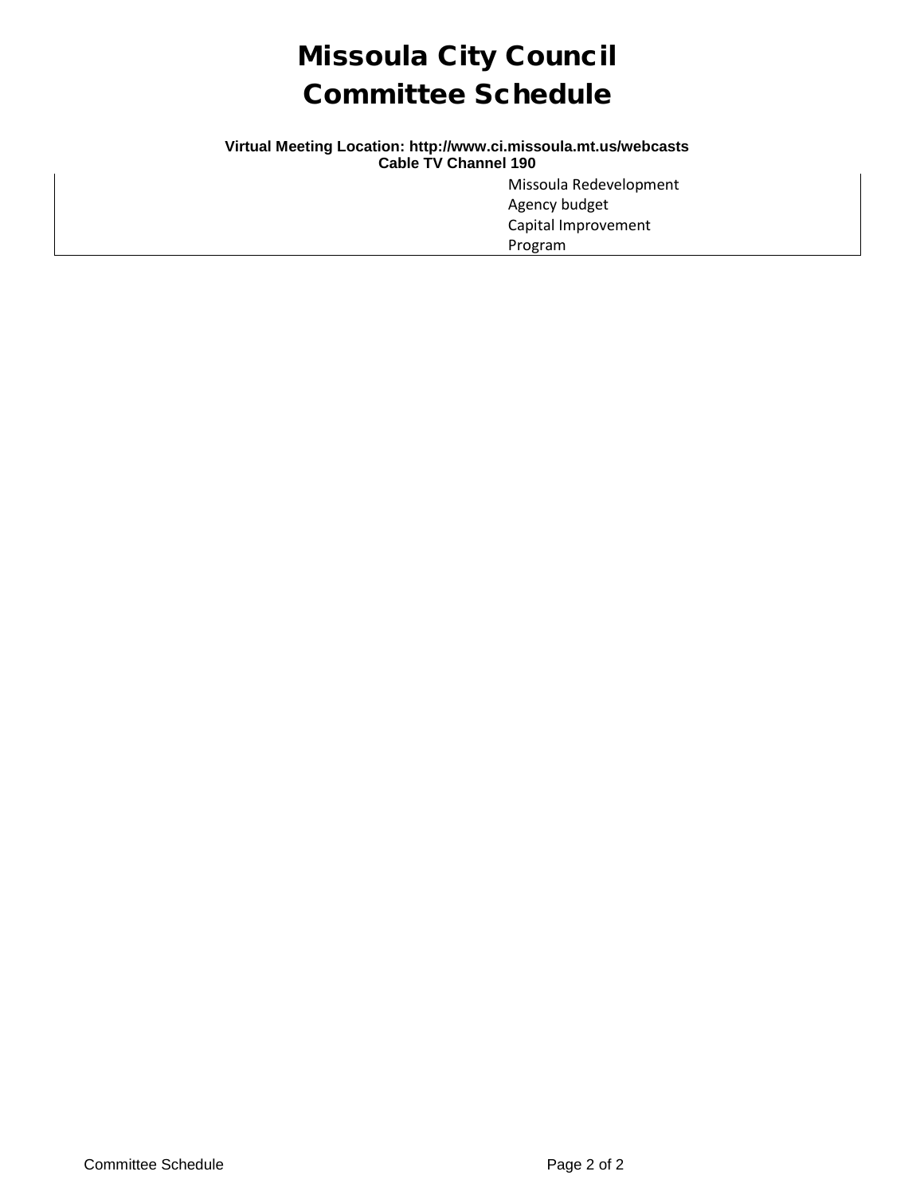# Missoula City Council
# Committee Schedule

**Virtual Meeting Location: http://www.ci.missoula.mt.us/webcasts**
**Cable TV Channel 190**

| | |
|---|---|
| | Missoula Redevelopment Agency budget<br>Capital Improvement Program |